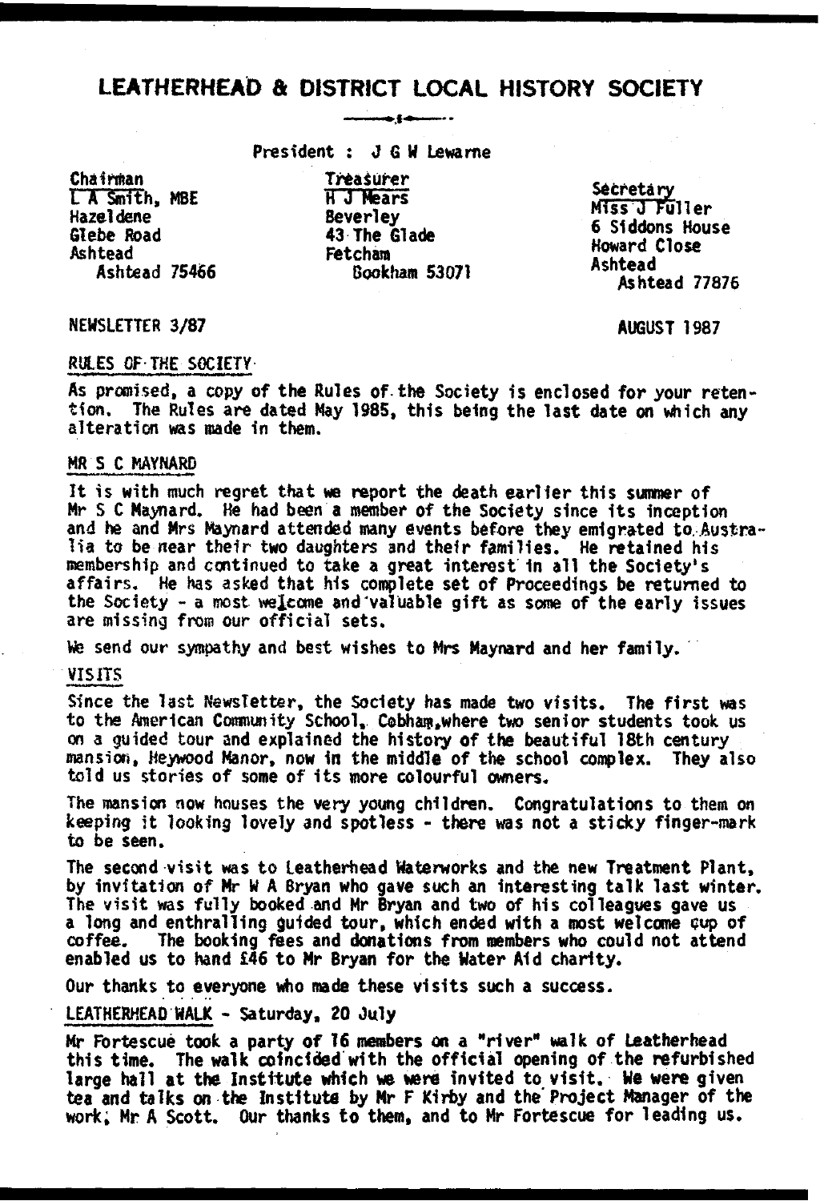# LEATHERHEAD & DISTRICT LOCAL HISTORY SOCIETY

President : J G W Lewarne

**Chairman**
L A Smith, MBE
Hazeldene
Glebe Road
Ashtead
Ashtead 75466

**Treasurer**
H J Mears
Beverley
43 The Glade
Fetcham
Bookham 53071

**Secretary**
Miss J Fuller
6 Siddons House
Howard Close
Ashtead
Ashtead 77876

NEWSLETTER 3/87

AUGUST 1987

## RULES OF THE SOCIETY

As promised, a copy of the Rules of the Society is enclosed for your retention. The Rules are dated May 1985, this being the last date on which any alteration was made in them.

## MR S C MAYNARD

It is with much regret that we report the death earlier this summer of Mr S C Maynard. He had been a member of the Society since its inception and he and Mrs Maynard attended many events before they emigrated to Australia to be near their two daughters and their families. He retained his membership and continued to take a great interest in all the Society's affairs. He has asked that his complete set of Proceedings be returned to the Society - a most welcome and valuable gift as some of the early issues are missing from our official sets.

We send our sympathy and best wishes to Mrs Maynard and her family.

## VISITS

Since the last Newsletter, the Society has made two visits. The first was to the American Community School, Cobham, where two senior students took us on a guided tour and explained the history of the beautiful 18th century mansion, Heywood Manor, now in the middle of the school complex. They also told us stories of some of its more colourful owners.

The mansion now houses the very young children. Congratulations to them on keeping it looking lovely and spotless - there was not a sticky finger-mark to be seen.

The second visit was to Leatherhead Waterworks and the new Treatment Plant, by invitation of Mr W A Bryan who gave such an interesting talk last winter. The visit was fully booked and Mr Bryan and two of his colleagues gave us a long and enthralling guided tour, which ended with a most welcome cup of coffee. The booking fees and donations from members who could not attend enabled us to hand £46 to Mr Bryan for the Water Aid charity.

Our thanks to everyone who made these visits such a success.

## LEATHERHEAD WALK - Saturday, 20 July

Mr Fortescue took a party of 16 members on a "river" walk of Leatherhead this time. The walk coincided with the official opening of the refurbished large hall at the Institute which we were invited to visit. We were given tea and talks on the Institute by Mr F Kirby and the Project Manager of the work, Mr A Scott. Our thanks to them, and to Mr Fortescue for leading us.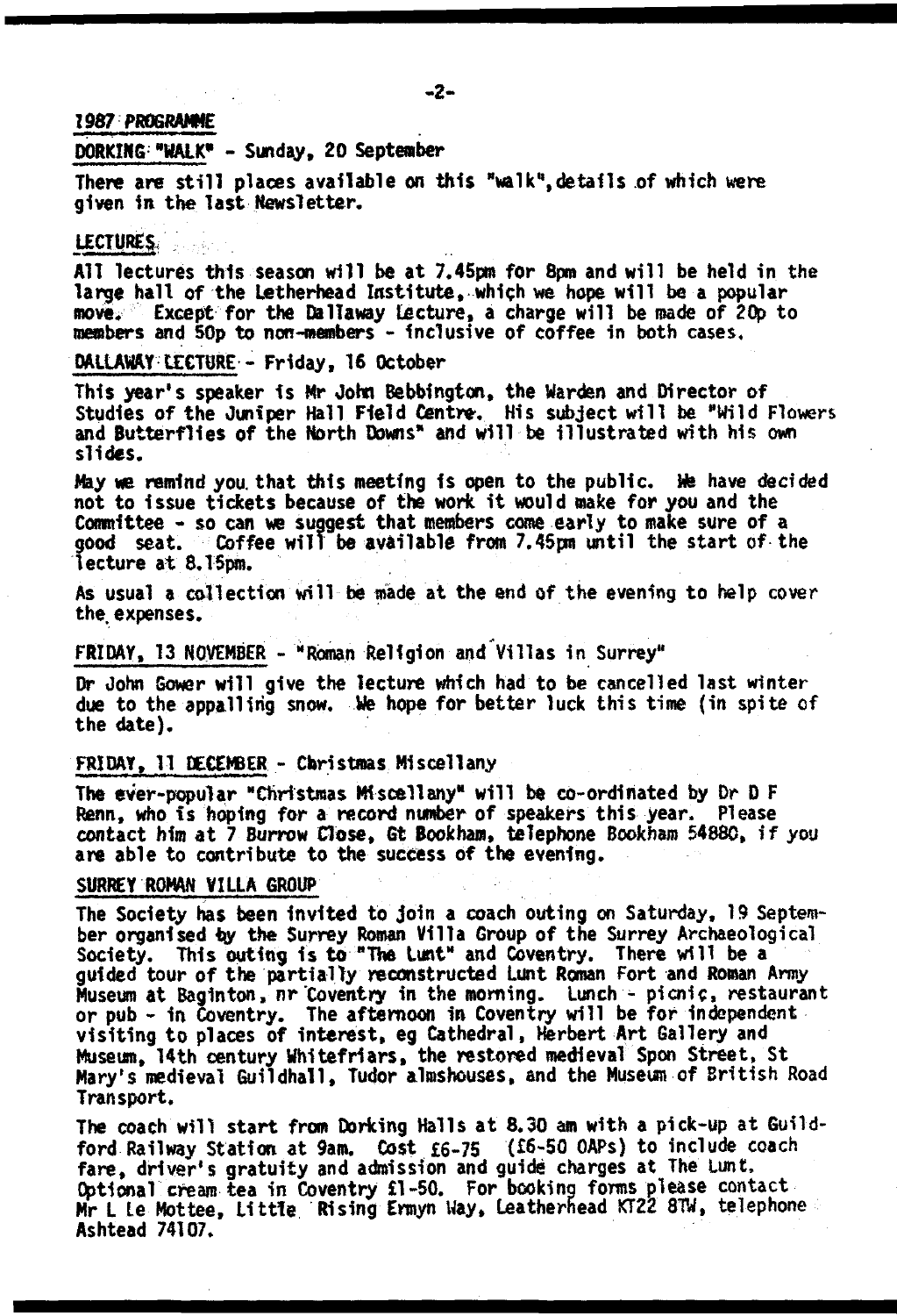## 1987 PROGRAMME

### DORKING "WALK" - Sunday, 20 September

There are still places available on this "walk", details of which were given in the last Newsletter.

### LECTURES

All lectures this season will be at 7.45pm for 8pm and will be held in the large hall of the Letherhead Institute, which we hope will be a popular move. Except for the Dallaway Lecture, a charge will be made of 20p to members and 50p to non-members - inclusive of coffee in both cases.

### DALLAWAY LECTURE - Friday, 16 October

This year's speaker is Mr John Bebbington, the Warden and Director of Studies of the Juniper Hall Field Centre. His subject will be "Wild Flowers and Butterflies of the North Downs" and will be illustrated with his own slides.

May we remind you that this meeting is open to the public. We have decided not to issue tickets because of the work it would make for you and the Committee - so can we suggest that members come early to make sure of a good seat. Coffee will be available from 7.45pm until the start of the lecture at 8.15pm.

As usual a collection will be made at the end of the evening to help cover the expenses.

### FRIDAY, 13 NOVEMBER - "Roman Religion and Villas in Surrey"

Dr John Gower will give the lecture which had to be cancelled last winter due to the appalling snow. We hope for better luck this time (in spite of the date).

### FRIDAY, 11 DECEMBER - Christmas Miscellany

The ever-popular "Christmas Miscellany" will be co-ordinated by Dr D F Renn, who is hoping for a record number of speakers this year. Please contact him at 7 Burrow Close, Gt Bookham, telephone Bookham 54880, if you are able to contribute to the success of the evening.

### SURREY ROMAN VILLA GROUP

The Society has been invited to join a coach outing on Saturday, 19 September organised by the Surrey Roman Villa Group of the Surrey Archaeological Society. This outing is to "The Lunt" and Coventry. There will be a guided tour of the partially reconstructed Lunt Roman Fort and Roman Army Museum at Baginton, nr Coventry in the morning. Lunch - picnic, restaurant or pub - in Coventry. The afternoon in Coventry will be for independent visiting to places of interest, eg Cathedral, Herbert Art Gallery and Museum, 14th century Whitefriars, the restored medieval Spon Street, St Mary's medieval Guildhall, Tudor almshouses, and the Museum of British Road Transport.

The coach will start from Dorking Halls at 8.30 am with a pick-up at Guildford Railway Station at 9am. Cost £6-75 (£6-50 OAPs) to include coach fare, driver's gratuity and admission and guide charges at The Lunt. Optional cream tea in Coventry £1-50. For booking forms please contact Mr L Le Mottee, Little Rising Ermyn Way, Leatherhead KT22 8TW, telephone Ashtead 74107.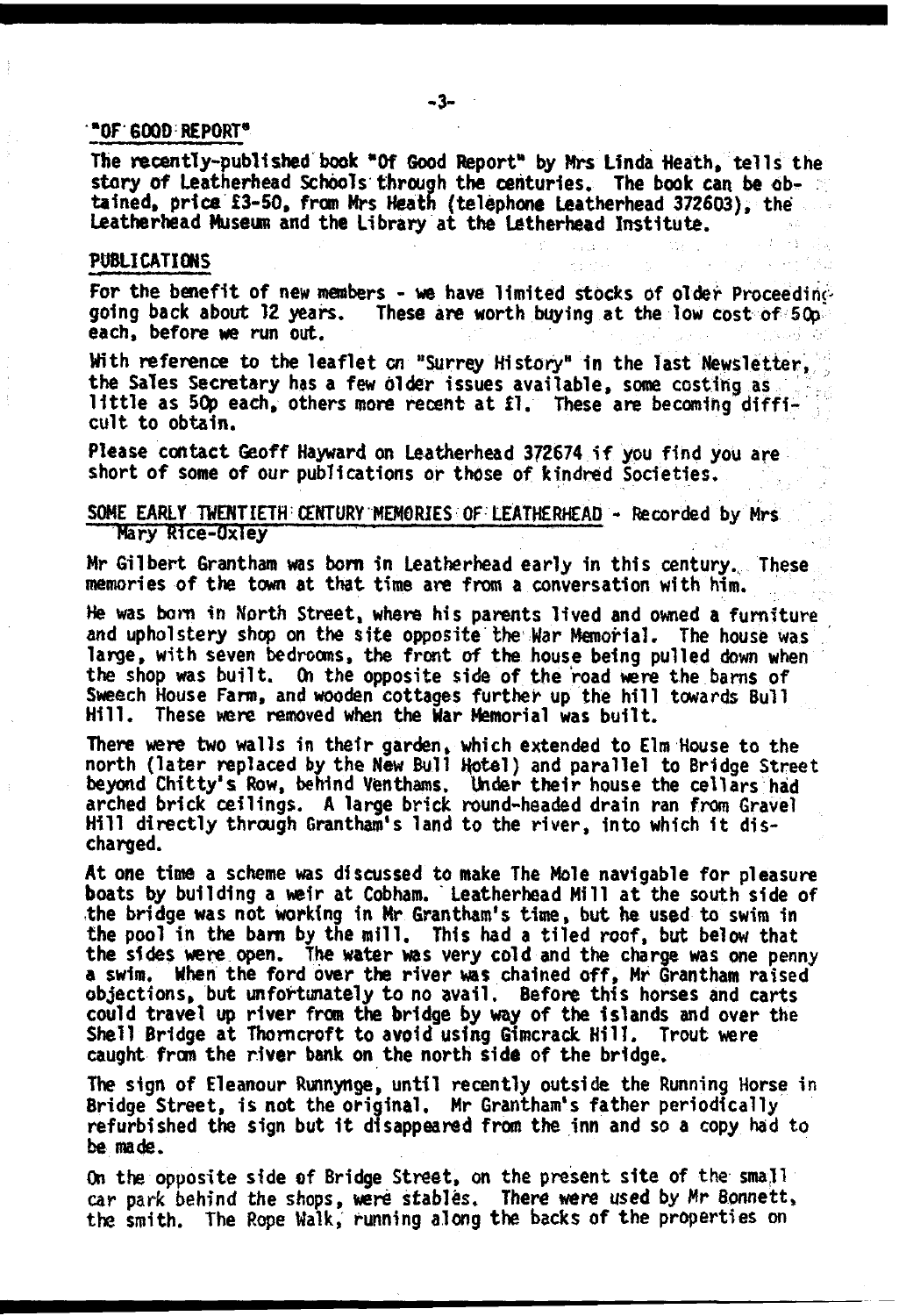## "OF GOOD REPORT"

The recently-published book "Of Good Report" by Mrs Linda Heath, tells the story of Leatherhead Schools through the centuries. The book can be obtained, price £3-50, from Mrs Heath (telephone Leatherhead 372603), the Leatherhead Museum and the Library at the Letherhead Institute.

## PUBLICATIONS

For the benefit of new members - we have limited stocks of older Proceedings going back about 12 years. These are worth buying at the low cost of 50p each, before we run out.

With reference to the leaflet on "Surrey History" in the last Newsletter, the Sales Secretary has a few older issues available, some costing as little as 50p each, others more recent at £1. These are becoming difficult to obtain.

Please contact Geoff Hayward on Leatherhead 372674 if you find you are short of some of our publications or those of kindred Societies.

## SOME EARLY TWENTIETH CENTURY MEMORIES OF LEATHERHEAD - Recorded by Mrs Mary Rice-Oxley

Mr Gilbert Grantham was born in Leatherhead early in this century. These memories of the town at that time are from a conversation with him.

He was born in North Street, where his parents lived and owned a furniture and upholstery shop on the site opposite the War Memorial. The house was large, with seven bedrooms, the front of the house being pulled down when the shop was built. On the opposite side of the road were the barns of Sweech House Farm, and wooden cottages further up the hill towards Bull Hill. These were removed when the War Memorial was built.

There were two walls in their garden, which extended to Elm House to the north (later replaced by the New Bull Hotel) and parallel to Bridge Street beyond Chitty's Row, behind Venthams. Under their house the cellars had arched brick ceilings. A large brick round-headed drain ran from Gravel Hill directly through Grantham's land to the river, into which it discharged.

At one time a scheme was discussed to make The Mole navigable for pleasure boats by building a weir at Cobham. Leatherhead Mill at the south side of the bridge was not working in Mr Grantham's time, but he used to swim in the pool in the barn by the mill. This had a tiled roof, but below that the sides were open. The water was very cold and the charge was one penny a swim. When the ford over the river was chained off, Mr Grantham raised objections, but unfortunately to no avail. Before this horses and carts could travel up river from the bridge by way of the islands and over the Shell Bridge at Thorncroft to avoid using Gimcrack Hill. Trout were caught from the river bank on the north side of the bridge.

The sign of Eleanour Runnynge, until recently outside the Running Horse in Bridge Street, is not the original. Mr Grantham's father periodically refurbished the sign but it disappeared from the inn and so a copy had to be made.

On the opposite side of Bridge Street, on the present site of the small car park behind the shops, were stables. There were used by Mr Bonnett, the smith. The Rope Walk, running along the backs of the properties on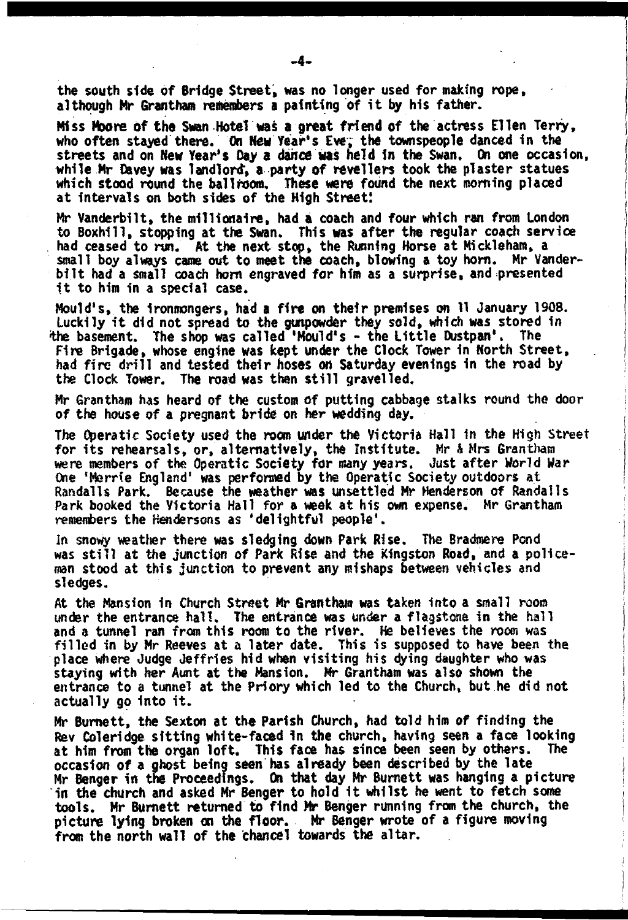the south side of Bridge Street, was no longer used for making rope, although Mr Grantham remembers a painting of it by his father.

Miss Moore of the Swan Hotel was a great friend of the actress Ellen Terry, who often stayed there. On New Year's Eve, the townspeople danced in the streets and on New Year's Day a dance was held in the Swan. On one occasion, while Mr Davey was landlord, a party of revellers took the plaster statues which stood round the ballroom. These were found the next morning placed at intervals on both sides of the High Street!

Mr Vanderbilt, the millionaire, had a coach and four which ran from London to Boxhill, stopping at the Swan. This was after the regular coach service had ceased to run. At the next stop, the Running Horse at Mickleham, a small boy always came out to meet the coach, blowing a toy horn. Mr Vanderbilt had a small coach horn engraved for him as a surprise, and presented it to him in a special case.

Mould's, the ironmongers, had a fire on their premises on 11 January 1908. Luckily it did not spread to the gunpowder they sold, which was stored in the basement. The shop was called 'Mould's - the Little Dustpan'. The Fire Brigade, whose engine was kept under the Clock Tower in North Street, had fire drill and tested their hoses on Saturday evenings in the road by the Clock Tower. The road was then still gravelled.

Mr Grantham has heard of the custom of putting cabbage stalks round the door of the house of a pregnant bride on her wedding day.

The Operatic Society used the room under the Victoria Hall in the High Street for its rehearsals, or, alternatively, the Institute. Mr & Mrs Grantham were members of the Operatic Society for many years. Just after World War One 'Merrie England' was performed by the Operatic Society outdoors at Randalls Park. Because the weather was unsettled Mr Henderson of Randalls Park booked the Victoria Hall for a week at his own expense. Mr Grantham remembers the Hendersons as 'delightful people'.

In snowy weather there was sledging down Park Rise. The Bradmere Pond was still at the junction of Park Rise and the Kingston Road, and a policeman stood at this junction to prevent any mishaps between vehicles and sledges.

At the Mansion in Church Street Mr Grantham was taken into a small room under the entrance hall. The entrance was under a flagstone in the hall and a tunnel ran from this room to the river. He believes the room was filled in by Mr Reeves at a later date. This is supposed to have been the place where Judge Jeffries hid when visiting his dying daughter who was staying with her Aunt at the Mansion. Mr Grantham was also shown the entrance to a tunnel at the Priory which led to the Church, but he did not actually go into it.

Mr Burnett, the Sexton at the Parish Church, had told him of finding the Rev Coleridge sitting white-faced in the church, having seen a face looking at him from the organ loft. This face has since been seen by others. The occasion of a ghost being seen has already been described by the late Mr Benger in the Proceedings. On that day Mr Burnett was hanging a picture in the church and asked Mr Benger to hold it whilst he went to fetch some tools. Mr Burnett returned to find Mr Benger running from the church, the picture lying broken on the floor. Mr Benger wrote of a figure moving from the north wall of the chancel towards the altar.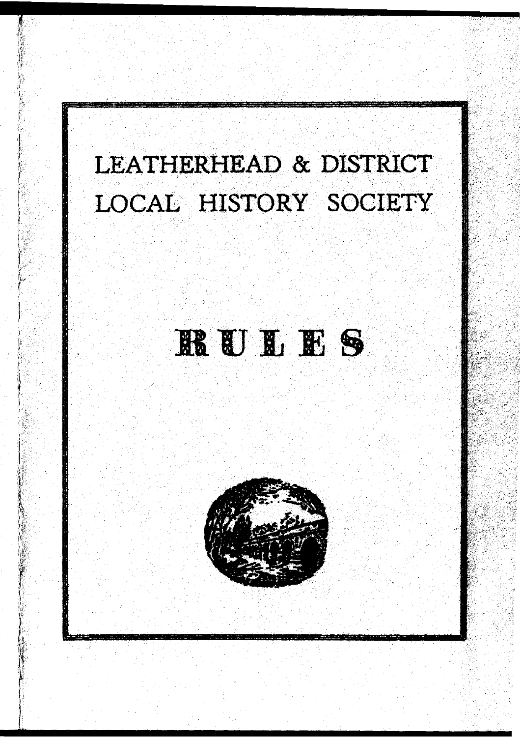# LEATHERHEAD & DISTRICT LOCAL HISTORY SOCIETY

# RULES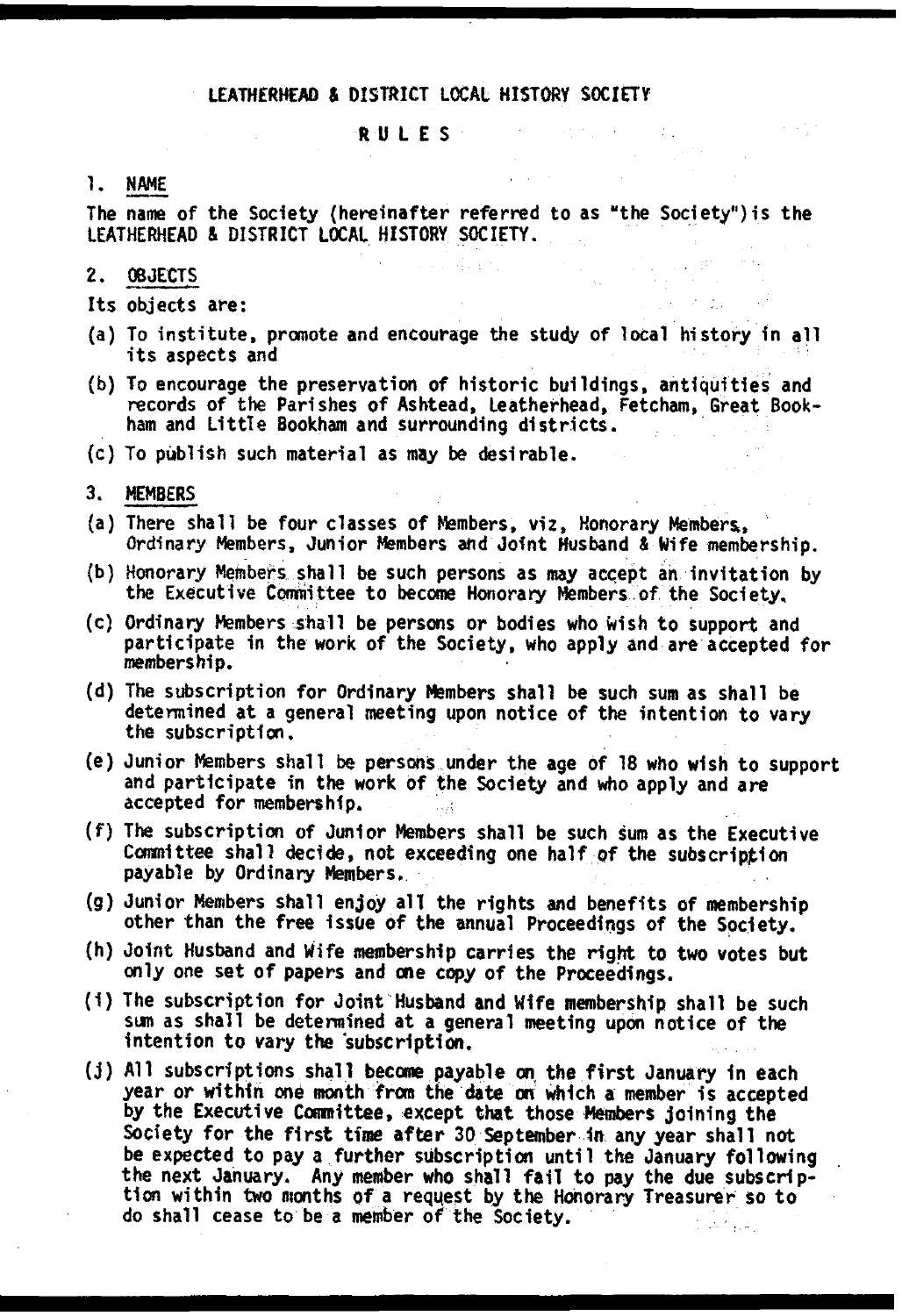# LEATHERHEAD & DISTRICT LOCAL HISTORY SOCIETY

## RULES

### 1. NAME

The name of the Society (hereinafter referred to as "the Society")is the LEATHERHEAD & DISTRICT LOCAL HISTORY SOCIETY.

### 2. OBJECTS

Its objects are:

(a) To institute, promote and encourage the study of local history in all its aspects and

(b) To encourage the preservation of historic buildings, antiquities and records of the Parishes of Ashtead, Leatherhead, Fetcham, Great Bookham and Little Bookham and surrounding districts.

(c) To publish such material as may be desirable.

### 3. MEMBERS

(a) There shall be four classes of Members, viz, Honorary Members, Ordinary Members, Junior Members and Joint Husband & Wife membership.

(b) Honorary Members shall be such persons as may accept an invitation by the Executive Committee to become Honorary Members of the Society.

(c) Ordinary Members shall be persons or bodies who wish to support and participate in the work of the Society, who apply and are accepted for membership.

(d) The subscription for Ordinary Members shall be such sum as shall be determined at a general meeting upon notice of the intention to vary the subscription.

(e) Junior Members shall be persons under the age of 18 who wish to support and participate in the work of the Society and who apply and are accepted for membership.

(f) The subscription of Junior Members shall be such sum as the Executive Committee shall decide, not exceeding one half of the subscription payable by Ordinary Members.

(g) Junior Members shall enjoy all the rights and benefits of membership other than the free issue of the annual Proceedings of the Society.

(h) Joint Husband and Wife membership carries the right to two votes but only one set of papers and one copy of the Proceedings.

(i) The subscription for Joint Husband and Wife membership shall be such sum as shall be determined at a general meeting upon notice of the intention to vary the subscription.

(j) All subscriptions shall become payable on the first January in each year or within one month from the date on which a member is accepted by the Executive Committee, except that those Members joining the Society for the first time after 30 September in any year shall not be expected to pay a further subscription until the January following the next January. Any member who shall fail to pay the due subscription within two months of a request by the Honorary Treasurer so to do shall cease to be a member of the Society.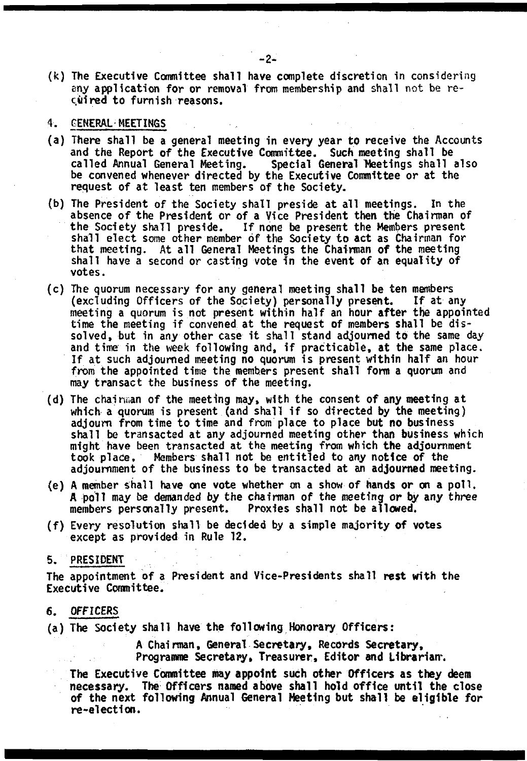(k) The Executive Committee shall have complete discretion in considering any application for or removal from membership and shall not be required to furnish reasons.

4. GENERAL MEETINGS

(a) There shall be a general meeting in every year to receive the Accounts and the Report of the Executive Committee. Such meeting shall be called Annual General Meeting. Special General Meetings shall also be convened whenever directed by the Executive Committee or at the request of at least ten members of the Society.

(b) The President of the Society shall preside at all meetings. In the absence of the President or of a Vice President then the Chairman of the Society shall preside. If none be present the Members present shall elect some other member of the Society to act as Chairman for that meeting. At all General Meetings the Chairman of the meeting shall have a second or casting vote in the event of an equality of votes.

(c) The quorum necessary for any general meeting shall be ten members (excluding Officers of the Society) personally present. If at any meeting a quorum is not present within half an hour after the appointed time the meeting if convened at the request of members shall be dissolved, but in any other case it shall stand adjourned to the same day and time in the week following and, if practicable, at the same place. If at such adjourned meeting no quorum is present within half an hour from the appointed time the members present shall form a quorum and may transact the business of the meeting.

(d) The chairman of the meeting may, with the consent of any meeting at which a quorum is present (and shall if so directed by the meeting) adjourn from time to time and from place to place but no business shall be transacted at any adjourned meeting other than business which might have been transacted at the meeting from which the adjournment took place. Members shall not be entitled to any notice of the adjournment of the business to be transacted at an adjourned meeting.

(e) A member shall have one vote whether on a show of hands or on a poll. A poll may be demanded by the chairman of the meeting or by any three members personally present. Proxies shall not be allowed.

(f) Every resolution shall be decided by a simple majority of votes except as provided in Rule 12.

5. PRESIDENT

The appointment of a President and Vice-Presidents shall rest with the Executive Committee.

6. OFFICERS

(a) The Society shall have the following Honorary Officers:

A Chairman, General Secretary, Records Secretary, Programme Secretary, Treasurer, Editor and Librarian.

The Executive Committee may appoint such other Officers as they deem necessary. The Officers named above shall hold office until the close of the next following Annual General Meeting but shall be eligible for re-election.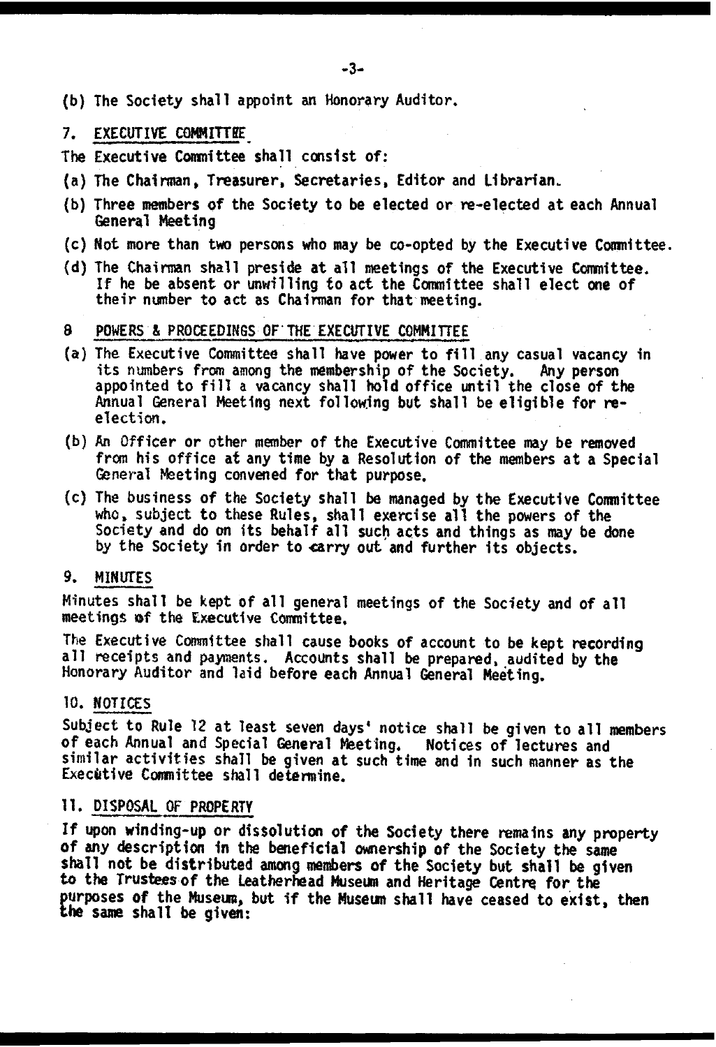(b) The Society shall appoint an Honorary Auditor.

## 7. EXECUTIVE COMMITTEE

The Executive Committee shall consist of:

(a) The Chairman, Treasurer, Secretaries, Editor and Librarian.

(b) Three members of the Society to be elected or re-elected at each Annual General Meeting

(c) Not more than two persons who may be co-opted by the Executive Committee.

(d) The Chairman shall preside at all meetings of the Executive Committee. If he be absent or unwilling to act the Committee shall elect one of their number to act as Chairman for that meeting.

## 8 POWERS & PROCEEDINGS OF THE EXECUTIVE COMMITTEE

(a) The Executive Committee shall have power to fill any casual vacancy in its numbers from among the membership of the Society. Any person appointed to fill a vacancy shall hold office until the close of the Annual General Meeting next following but shall be eligible for re-election.

(b) An Officer or other member of the Executive Committee may be removed from his office at any time by a Resolution of the members at a Special General Meeting convened for that purpose.

(c) The business of the Society shall be managed by the Executive Committee who, subject to these Rules, shall exercise all the powers of the Society and do on its behalf all such acts and things as may be done by the Society in order to carry out and further its objects.

## 9. MINUTES

Minutes shall be kept of all general meetings of the Society and of all meetings of the Executive Committee.

The Executive Committee shall cause books of account to be kept recording all receipts and payments. Accounts shall be prepared, audited by the Honorary Auditor and laid before each Annual General Meeting.

## 10. NOTICES

Subject to Rule 12 at least seven days' notice shall be given to all members of each Annual and Special General Meeting. Notices of lectures and similar activities shall be given at such time and in such manner as the Executive Committee shall determine.

## 11. DISPOSAL OF PROPERTY

If upon winding-up or dissolution of the Society there remains any property of any description in the beneficial ownership of the Society the same shall not be distributed among members of the Society but shall be given to the Trustees of the Leatherhead Museum and Heritage Centre for the purposes of the Museum, but if the Museum shall have ceased to exist, then the same shall be given: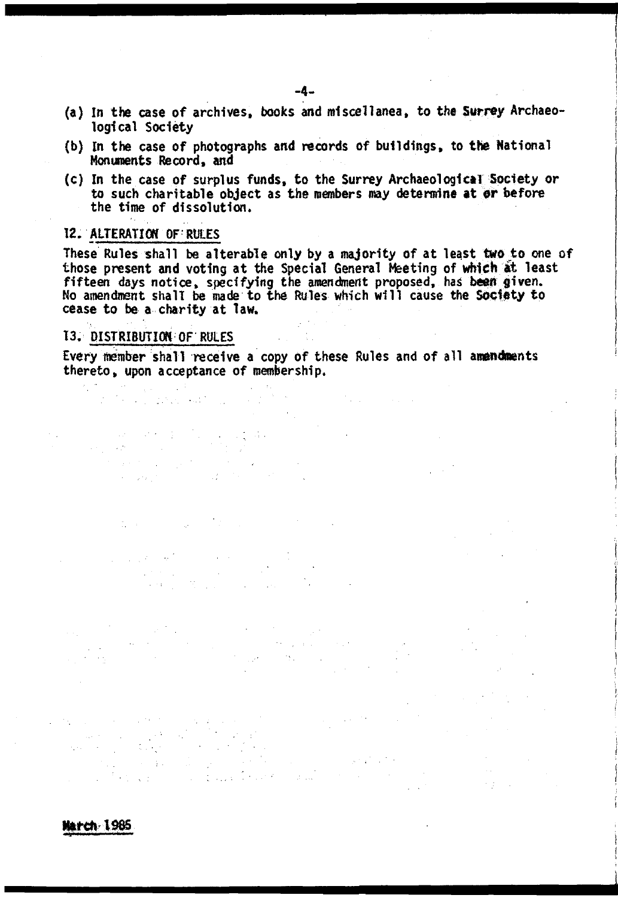(a) In the case of archives, books and miscellanea, to the Surrey Archaeological Society

(b) In the case of photographs and records of buildings, to the National Monuments Record, and

(c) In the case of surplus funds, to the Surrey Archaeological Society or to such charitable object as the members may determine at or before the time of dissolution.

## 12. ALTERATION OF RULES

These Rules shall be alterable only by a majority of at least two to one of those present and voting at the Special General Meeting of which at least fifteen days notice, specifying the amendment proposed, has been given. No amendment shall be made to the Rules which will cause the Society to cease to be a charity at law.

## 13. DISTRIBUTION OF RULES

Every member shall receive a copy of these Rules and of all amendments thereto, upon acceptance of membership.

March 1985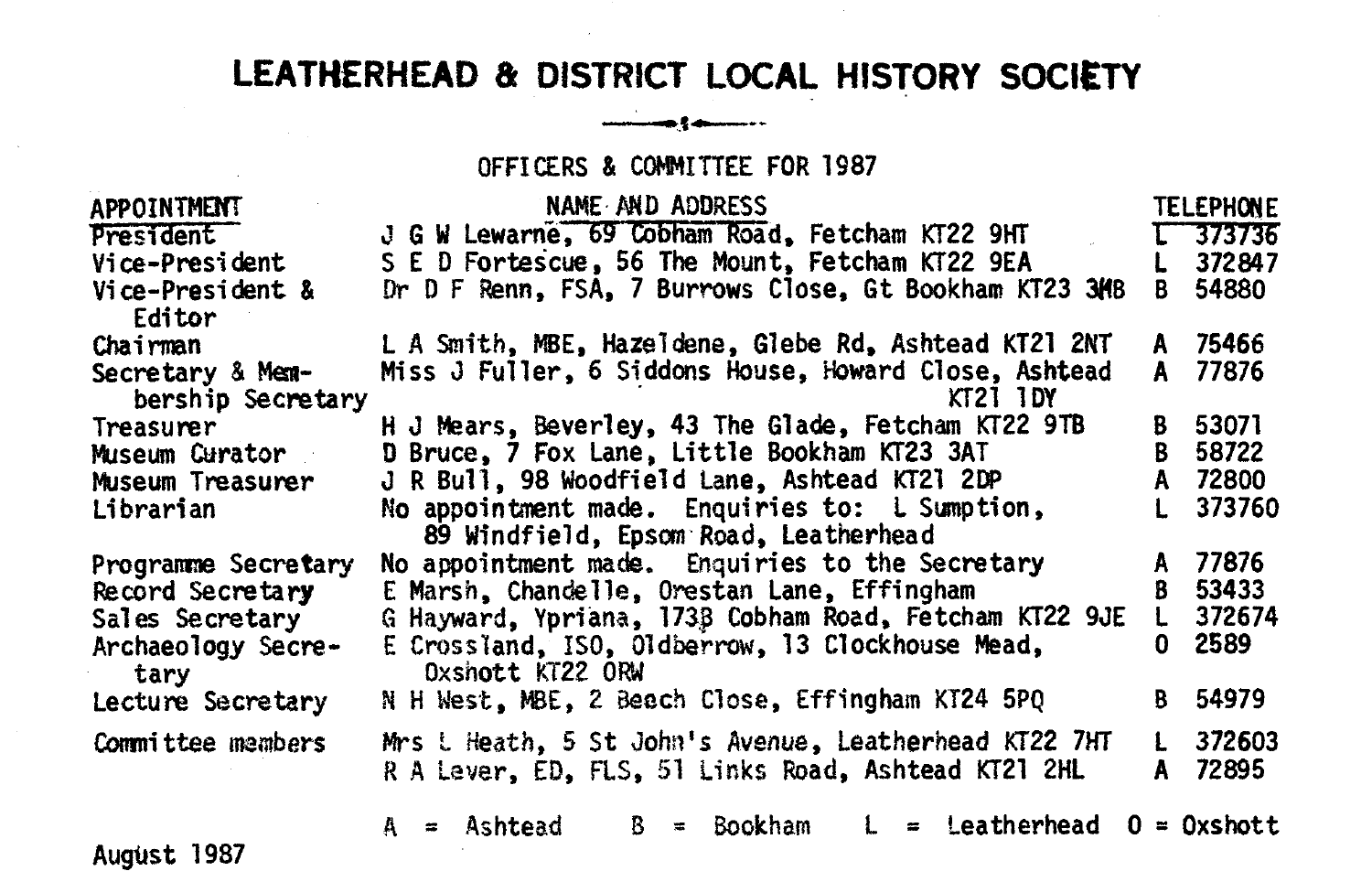# LEATHERHEAD & DISTRICT LOCAL HISTORY SOCIETY

## OFFICERS & COMMITTEE FOR 1987

| APPOINTMENT | NAME AND ADDRESS | TELEPHONE |
|---|---|---|
| President | J G W Lewarne, 69 Cobham Road, Fetcham KT22 9HT | L 373736 |
| Vice-President | S E D Fortescue, 56 The Mount, Fetcham KT22 9EA | L 372847 |
| Vice-President & Editor | Dr D F Renn, FSA, 7 Burrows Close, Gt Bookham KT23 3HB | B 54880 |
| Chairman | L A Smith, MBE, Hazeldene, Glebe Rd, Ashtead KT21 2NT | A 75466 |
| Secretary & Membership Secretary | Miss J Fuller, 6 Siddons House, Howard Close, Ashtead KT21 1DY | A 77876 |
| Treasurer | H J Mears, Beverley, 43 The Glade, Fetcham KT22 9TB | B 53071 |
| Museum Curator | D Bruce, 7 Fox Lane, Little Bookham KT23 3AT | B 58722 |
| Museum Treasurer | J R Bull, 98 Woodfield Lane, Ashtead KT21 2DP | A 72800 |
| Librarian | No appointment made. Enquiries to: L Sumption, 89 Windfield, Epsom Road, Leatherhead | L 373760 |
| Programme Secretary | No appointment made. Enquiries to the Secretary | A 77876 |
| Record Secretary | E Marsh, Chandelle, Orestan Lane, Effingham | B 53433 |
| Sales Secretary | G Hayward, Ypriana, 173B Cobham Road, Fetcham KT22 9JE | L 372674 |
| Archaeology Secretary | E Crossland, ISO, Oldberrow, 13 Clockhouse Mead, Oxshott KT22 0RW | O 2589 |
| Lecture Secretary | N H West, MBE, 2 Beech Close, Effingham KT24 5PQ | B 54979 |
| Committee members | Mrs L Heath, 5 St John's Avenue, Leatherhead KT22 7HT | L 372603 |
| | R A Lever, ED, FLS, 51 Links Road, Ashtead KT21 2HL | A 72895 |

A = Ashtead B = Bookham L = Leatherhead O = Oxshott

August 1987